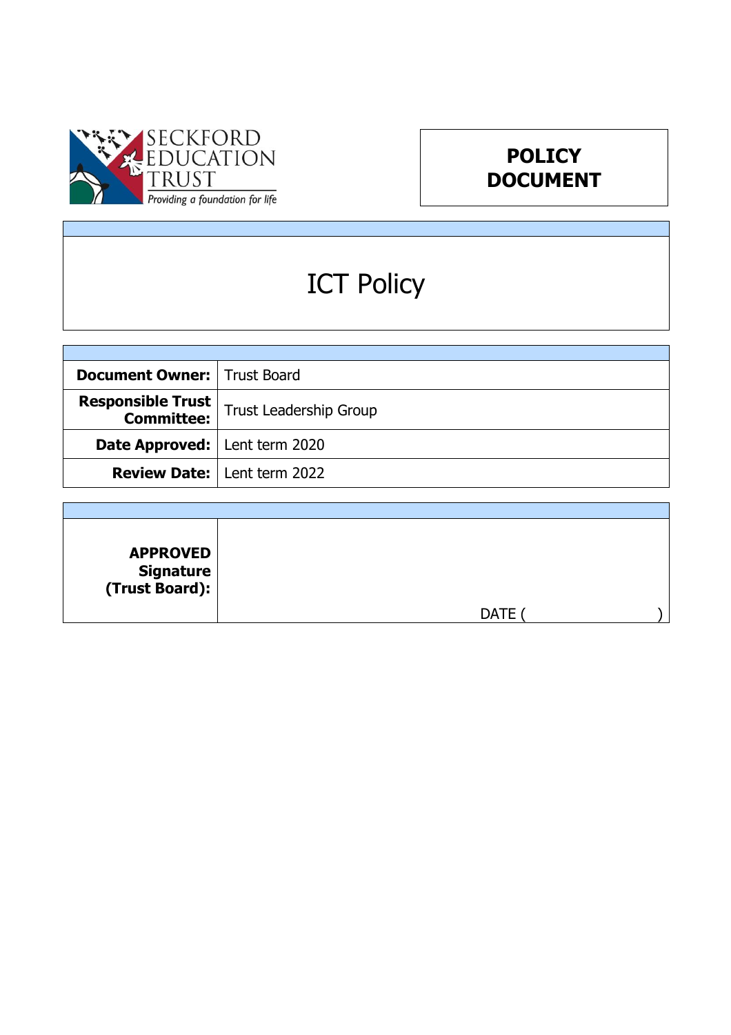SECKFORD EDUCATION TRUST

*Providing a foundation for life*

**POLICY DOCUMENT**

# ICT Policy

| | |
|---|---|
| **Document Owner:** | Trust Board |
| **Responsible Trust Committee:** | Trust Leadership Group |
| **Date Approved:** | Lent term 2020 |
| **Review Date:** | Lent term 2022 |

| | |
|---|---|
| **APPROVED Signature (Trust Board):** | DATE (                    ) |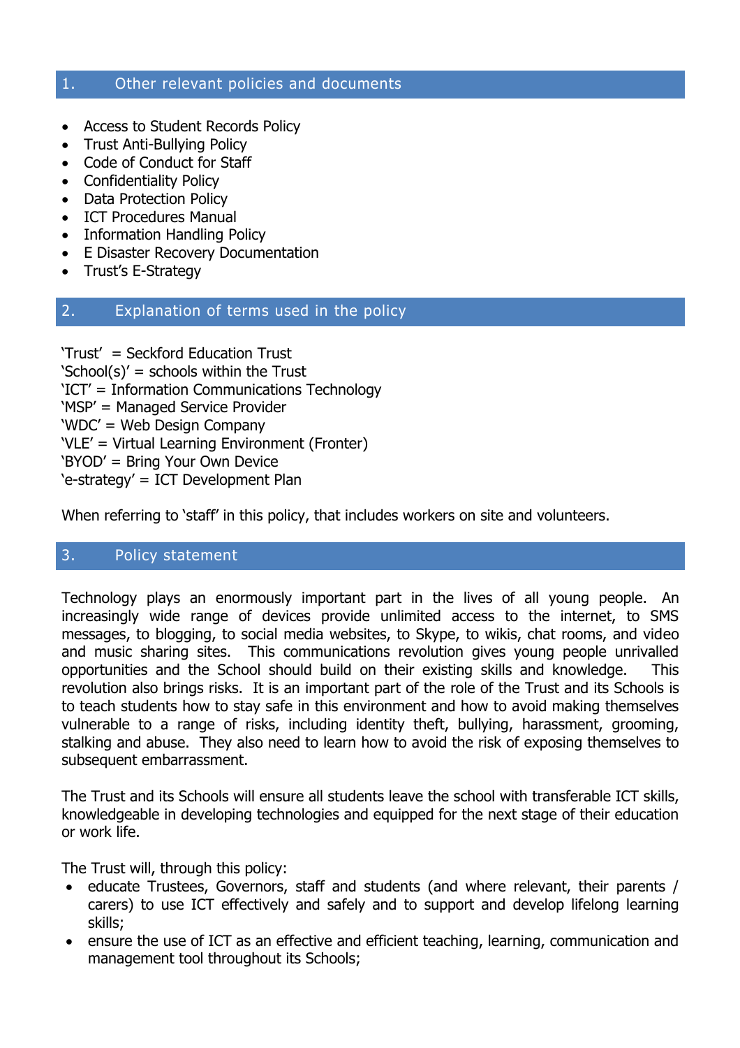## 1. Other relevant policies and documents

- Access to Student Records Policy
- Trust Anti-Bullying Policy
- Code of Conduct for Staff
- Confidentiality Policy
- Data Protection Policy
- ICT Procedures Manual
- Information Handling Policy
- E Disaster Recovery Documentation
- Trust's E-Strategy

## 2. Explanation of terms used in the policy

'Trust' = Seckford Education Trust
'School(s)' = schools within the Trust
'ICT' = Information Communications Technology
'MSP' = Managed Service Provider
'WDC' = Web Design Company
'VLE' = Virtual Learning Environment (Fronter)
'BYOD' = Bring Your Own Device
'e-strategy' = ICT Development Plan

When referring to 'staff' in this policy, that includes workers on site and volunteers.

## 3. Policy statement

Technology plays an enormously important part in the lives of all young people. An increasingly wide range of devices provide unlimited access to the internet, to SMS messages, to blogging, to social media websites, to Skype, to wikis, chat rooms, and video and music sharing sites. This communications revolution gives young people unrivalled opportunities and the School should build on their existing skills and knowledge. This revolution also brings risks. It is an important part of the role of the Trust and its Schools is to teach students how to stay safe in this environment and how to avoid making themselves vulnerable to a range of risks, including identity theft, bullying, harassment, grooming, stalking and abuse. They also need to learn how to avoid the risk of exposing themselves to subsequent embarrassment.

The Trust and its Schools will ensure all students leave the school with transferable ICT skills, knowledgeable in developing technologies and equipped for the next stage of their education or work life.

The Trust will, through this policy:

- educate Trustees, Governors, staff and students (and where relevant, their parents / carers) to use ICT effectively and safely and to support and develop lifelong learning skills;
- ensure the use of ICT as an effective and efficient teaching, learning, communication and management tool throughout its Schools;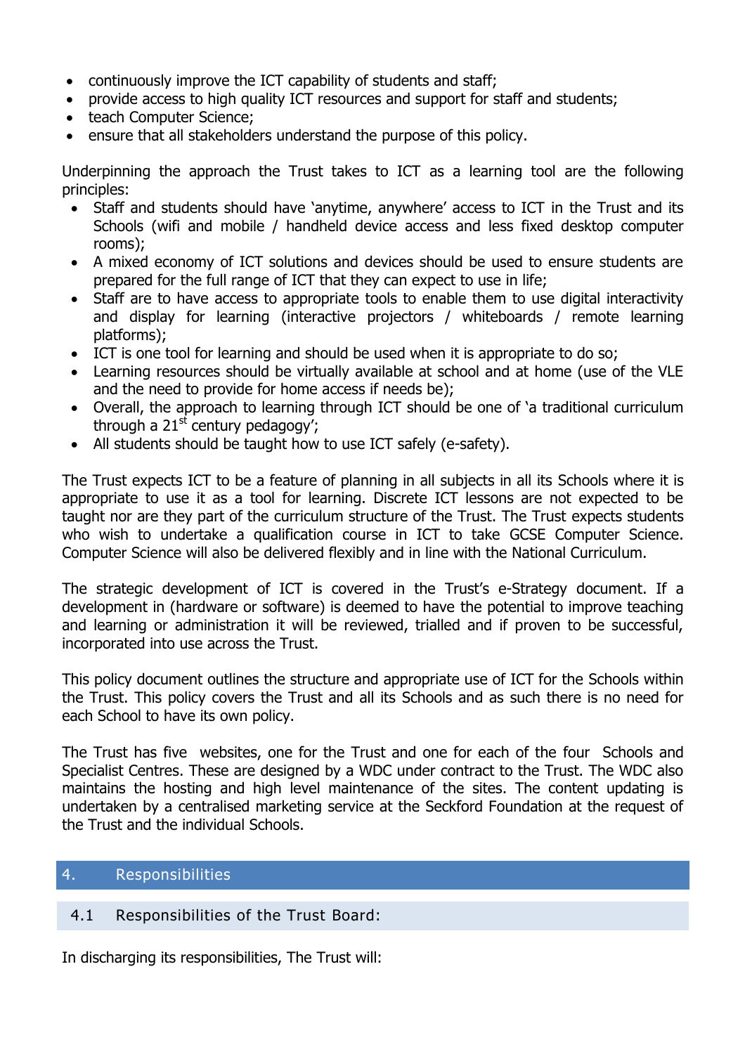- continuously improve the ICT capability of students and staff;
- provide access to high quality ICT resources and support for staff and students;
- teach Computer Science;
- ensure that all stakeholders understand the purpose of this policy.

Underpinning the approach the Trust takes to ICT as a learning tool are the following principles:

- Staff and students should have 'anytime, anywhere' access to ICT in the Trust and its Schools (wifi and mobile / handheld device access and less fixed desktop computer rooms);
- A mixed economy of ICT solutions and devices should be used to ensure students are prepared for the full range of ICT that they can expect to use in life;
- Staff are to have access to appropriate tools to enable them to use digital interactivity and display for learning (interactive projectors / whiteboards / remote learning platforms);
- ICT is one tool for learning and should be used when it is appropriate to do so;
- Learning resources should be virtually available at school and at home (use of the VLE and the need to provide for home access if needs be);
- Overall, the approach to learning through ICT should be one of 'a traditional curriculum through a 21st century pedagogy';
- All students should be taught how to use ICT safely (e-safety).

The Trust expects ICT to be a feature of planning in all subjects in all its Schools where it is appropriate to use it as a tool for learning. Discrete ICT lessons are not expected to be taught nor are they part of the curriculum structure of the Trust. The Trust expects students who wish to undertake a qualification course in ICT to take GCSE Computer Science. Computer Science will also be delivered flexibly and in line with the National Curriculum.

The strategic development of ICT is covered in the Trust's e-Strategy document. If a development in (hardware or software) is deemed to have the potential to improve teaching and learning or administration it will be reviewed, trialled and if proven to be successful, incorporated into use across the Trust.

This policy document outlines the structure and appropriate use of ICT for the Schools within the Trust. This policy covers the Trust and all its Schools and as such there is no need for each School to have its own policy.

The Trust has five websites, one for the Trust and one for each of the four Schools and Specialist Centres. These are designed by a WDC under contract to the Trust. The WDC also maintains the hosting and high level maintenance of the sites. The content updating is undertaken by a centralised marketing service at the Seckford Foundation at the request of the Trust and the individual Schools.

## 4. Responsibilities

### 4.1 Responsibilities of the Trust Board:

In discharging its responsibilities, The Trust will: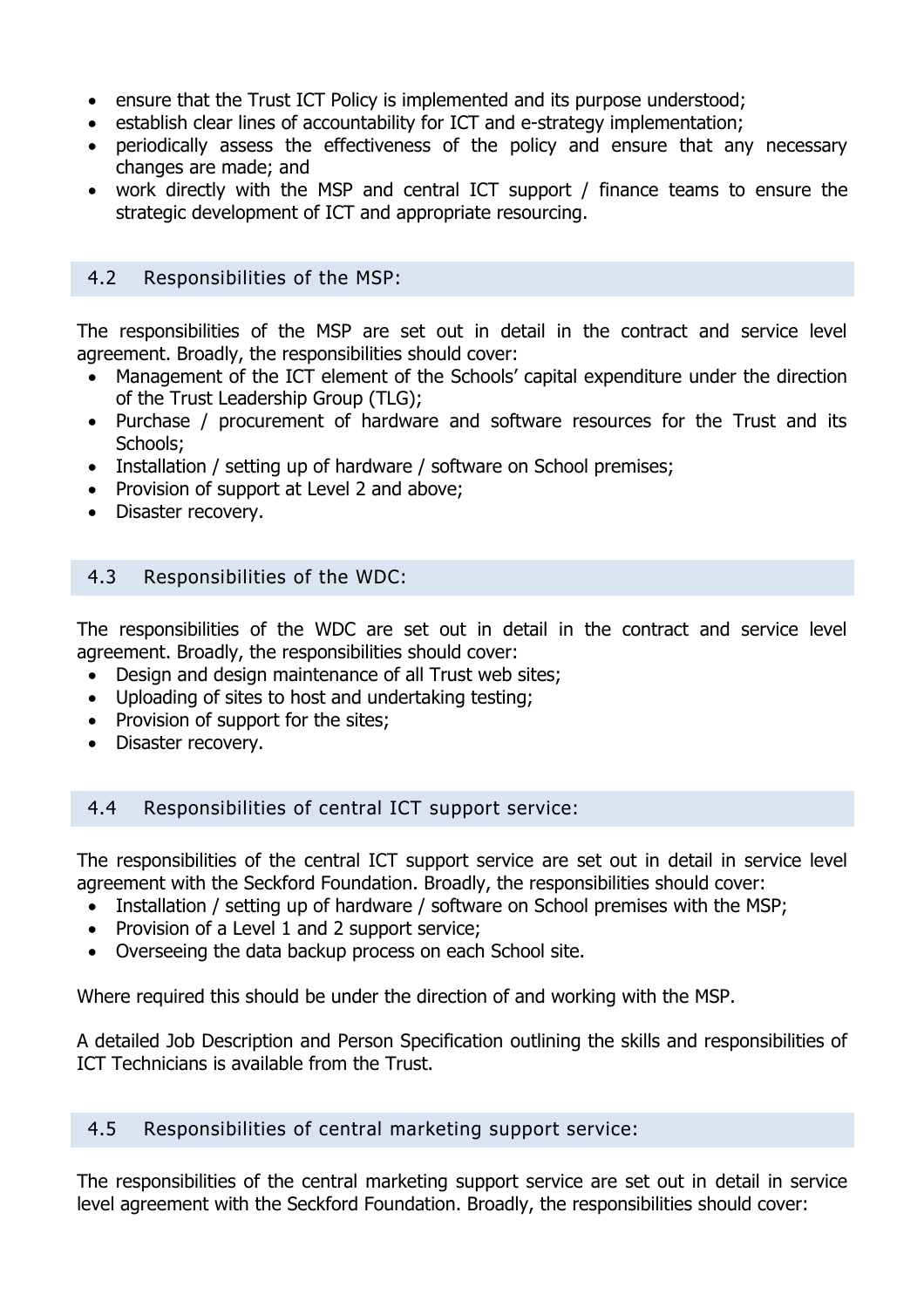- ensure that the Trust ICT Policy is implemented and its purpose understood;
- establish clear lines of accountability for ICT and e-strategy implementation;
- periodically assess the effectiveness of the policy and ensure that any necessary changes are made; and
- work directly with the MSP and central ICT support / finance teams to ensure the strategic development of ICT and appropriate resourcing.

### 4.2 Responsibilities of the MSP:

The responsibilities of the MSP are set out in detail in the contract and service level agreement. Broadly, the responsibilities should cover:

- Management of the ICT element of the Schools' capital expenditure under the direction of the Trust Leadership Group (TLG);
- Purchase / procurement of hardware and software resources for the Trust and its Schools;
- Installation / setting up of hardware / software on School premises;
- Provision of support at Level 2 and above;
- Disaster recovery.

### 4.3 Responsibilities of the WDC:

The responsibilities of the WDC are set out in detail in the contract and service level agreement. Broadly, the responsibilities should cover:

- Design and design maintenance of all Trust web sites;
- Uploading of sites to host and undertaking testing;
- Provision of support for the sites;
- Disaster recovery.

### 4.4 Responsibilities of central ICT support service:

The responsibilities of the central ICT support service are set out in detail in service level agreement with the Seckford Foundation. Broadly, the responsibilities should cover:

- Installation / setting up of hardware / software on School premises with the MSP;
- Provision of a Level 1 and 2 support service;
- Overseeing the data backup process on each School site.

Where required this should be under the direction of and working with the MSP.

A detailed Job Description and Person Specification outlining the skills and responsibilities of ICT Technicians is available from the Trust.

### 4.5 Responsibilities of central marketing support service:

The responsibilities of the central marketing support service are set out in detail in service level agreement with the Seckford Foundation. Broadly, the responsibilities should cover: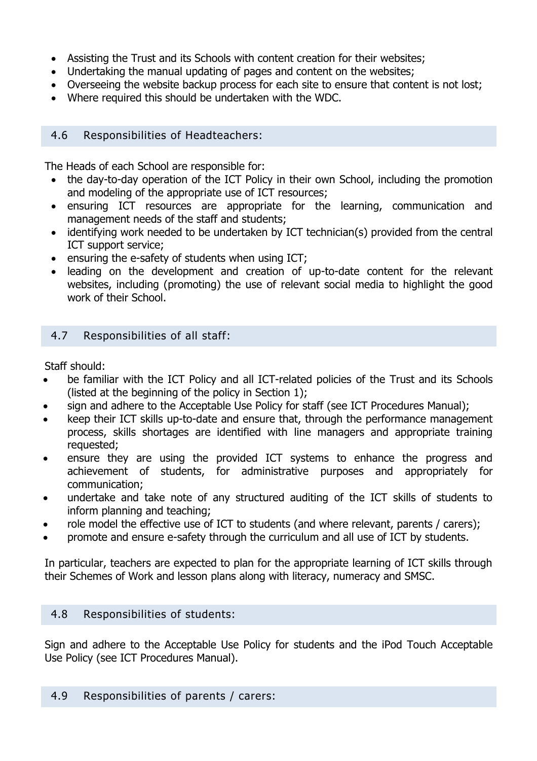- Assisting the Trust and its Schools with content creation for their websites;
- Undertaking the manual updating of pages and content on the websites;
- Overseeing the website backup process for each site to ensure that content is not lost;
- Where required this should be undertaken with the WDC.

### 4.6 Responsibilities of Headteachers:

The Heads of each School are responsible for:

- the day-to-day operation of the ICT Policy in their own School, including the promotion and modeling of the appropriate use of ICT resources;
- ensuring ICT resources are appropriate for the learning, communication and management needs of the staff and students;
- identifying work needed to be undertaken by ICT technician(s) provided from the central ICT support service;
- ensuring the e-safety of students when using ICT;
- leading on the development and creation of up-to-date content for the relevant websites, including (promoting) the use of relevant social media to highlight the good work of their School.

### 4.7 Responsibilities of all staff:

Staff should:

- be familiar with the ICT Policy and all ICT-related policies of the Trust and its Schools (listed at the beginning of the policy in Section 1);
- sign and adhere to the Acceptable Use Policy for staff (see ICT Procedures Manual);
- keep their ICT skills up-to-date and ensure that, through the performance management process, skills shortages are identified with line managers and appropriate training requested;
- ensure they are using the provided ICT systems to enhance the progress and achievement of students, for administrative purposes and appropriately for communication;
- undertake and take note of any structured auditing of the ICT skills of students to inform planning and teaching;
- role model the effective use of ICT to students (and where relevant, parents / carers);
- promote and ensure e-safety through the curriculum and all use of ICT by students.

In particular, teachers are expected to plan for the appropriate learning of ICT skills through their Schemes of Work and lesson plans along with literacy, numeracy and SMSC.

### 4.8 Responsibilities of students:

Sign and adhere to the Acceptable Use Policy for students and the iPod Touch Acceptable Use Policy (see ICT Procedures Manual).

### 4.9 Responsibilities of parents / carers: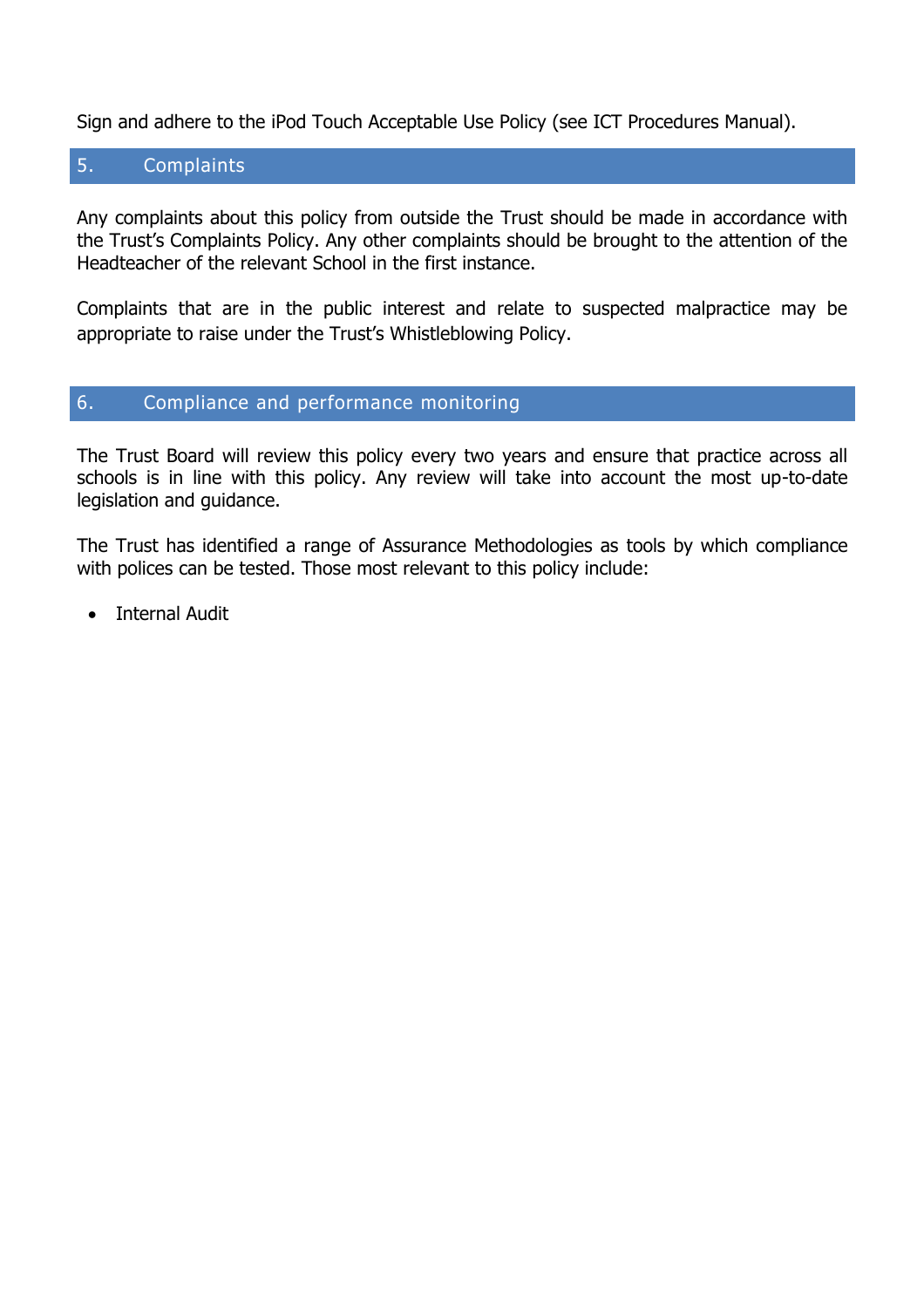Sign and adhere to the iPod Touch Acceptable Use Policy (see ICT Procedures Manual).

## 5. Complaints

Any complaints about this policy from outside the Trust should be made in accordance with the Trust's Complaints Policy. Any other complaints should be brought to the attention of the Headteacher of the relevant School in the first instance.

Complaints that are in the public interest and relate to suspected malpractice may be appropriate to raise under the Trust's Whistleblowing Policy.

## 6. Compliance and performance monitoring

The Trust Board will review this policy every two years and ensure that practice across all schools is in line with this policy. Any review will take into account the most up-to-date legislation and guidance.

The Trust has identified a range of Assurance Methodologies as tools by which compliance with polices can be tested. Those most relevant to this policy include:

- Internal Audit